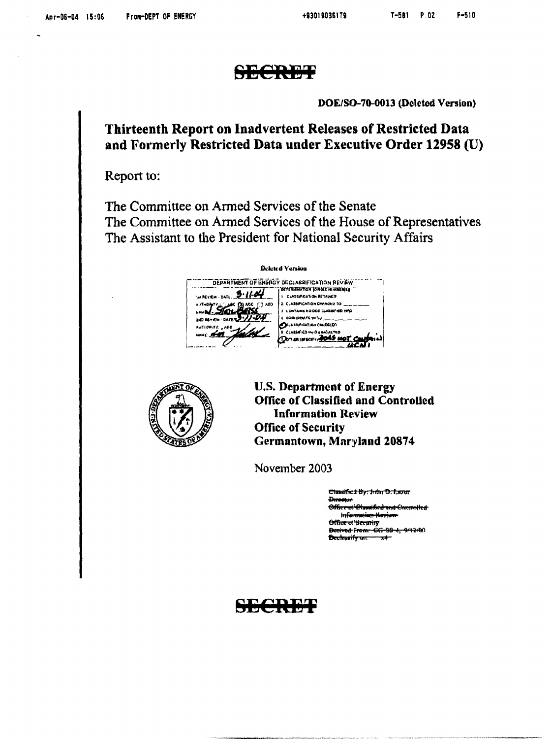~~SECRET~~

**DOE/SO-70-0013 (Deleted Version)**

# Thirteenth Report on Inadvertent Releases of Restricted Data and Formerly Restricted Data under Executive Order 12958 (U)

Report to:

The Committee on Armed Services of the Senate
The Committee on Armed Services of the House of Representatives
The Assistant to the President for National Security Affairs

**Deleted Version**

| DEPARTMENT OF ENERGY DECLASSIFICATION REVIEW | |
|---|---|
| 1st REVIEW - DATE: 3-11-04 | DETERMINATION (CIRCLE NUMBER(S)) |
| AUTHORITY: [ ] ADC [X] ADC [ ] ADD | 1. CLASSIFICATION RETAINED |
| NAME: J. Stolbert | 2. CLASSIFICATION CHANGED TO: |
| 2ND REVIEW - DATE: 3-11-04 | 3. CONTAINS NO DOE CLASSIFIED INFO |
| AUTHORITY: ADD | 4. COORDINATE WITH: |
| NAME: | 5. CLASSIFICATION CANCELED |
| | 6. CLASSIFIED INFO BRACKETED |
| | 7. OTHER (SPECIFY): 2045 NOT Classified UCNI |

**U.S. Department of Energy**
**Office of Classified and Controlled Information Review**
**Office of Security**
**Germantown, Maryland 20874**

November 2003

~~Classified By: John D. Lazor~~
~~Director~~
~~Office of Classified and Controlled Information Review~~
~~Office of Security~~
~~Derived From: CG-SS-4, 9/12/00~~
~~Declassify on: X4~~

~~SECRET~~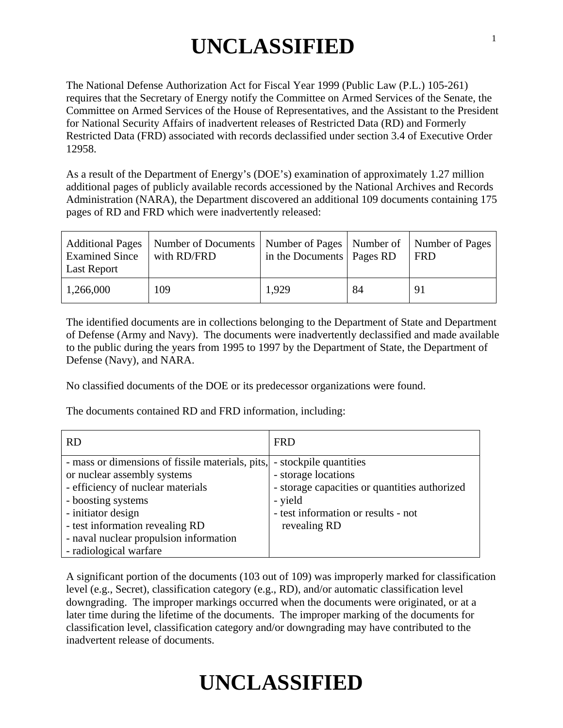# UNCLASSIFIED

The National Defense Authorization Act for Fiscal Year 1999 (Public Law (P.L.) 105-261) requires that the Secretary of Energy notify the Committee on Armed Services of the Senate, the Committee on Armed Services of the House of Representatives, and the Assistant to the President for National Security Affairs of inadvertent releases of Restricted Data (RD) and Formerly Restricted Data (FRD) associated with records declassified under section 3.4 of Executive Order 12958.

As a result of the Department of Energy's (DOE's) examination of approximately 1.27 million additional pages of publicly available records accessioned by the National Archives and Records Administration (NARA), the Department discovered an additional 109 documents containing 175 pages of RD and FRD which were inadvertently released:

| Additional Pages Examined Since Last Report | Number of Documents with RD/FRD | Number of Pages in the Documents | Number of Pages RD | Number of Pages FRD |
|---|---|---|---|---|
| 1,266,000 | 109 | 1,929 | 84 | 91 |

The identified documents are in collections belonging to the Department of State and Department of Defense (Army and Navy). The documents were inadvertently declassified and made available to the public during the years from 1995 to 1997 by the Department of State, the Department of Defense (Navy), and NARA.

No classified documents of the DOE or its predecessor organizations were found.

The documents contained RD and FRD information, including:

| RD | FRD |
|---|---|
| - mass or dimensions of fissile materials, pits, or nuclear assembly systems<br>- efficiency of nuclear materials<br>- boosting systems<br>- initiator design<br>- test information revealing RD<br>- naval nuclear propulsion information<br>- radiological warfare | - stockpile quantities<br>- storage locations<br>- storage capacities or quantities authorized<br>- yield<br>- test information or results - not revealing RD |

A significant portion of the documents (103 out of 109) was improperly marked for classification level (e.g., Secret), classification category (e.g., RD), and/or automatic classification level downgrading. The improper markings occurred when the documents were originated, or at a later time during the lifetime of the documents. The improper marking of the documents for classification level, classification category and/or downgrading may have contributed to the inadvertent release of documents.

# UNCLASSIFIED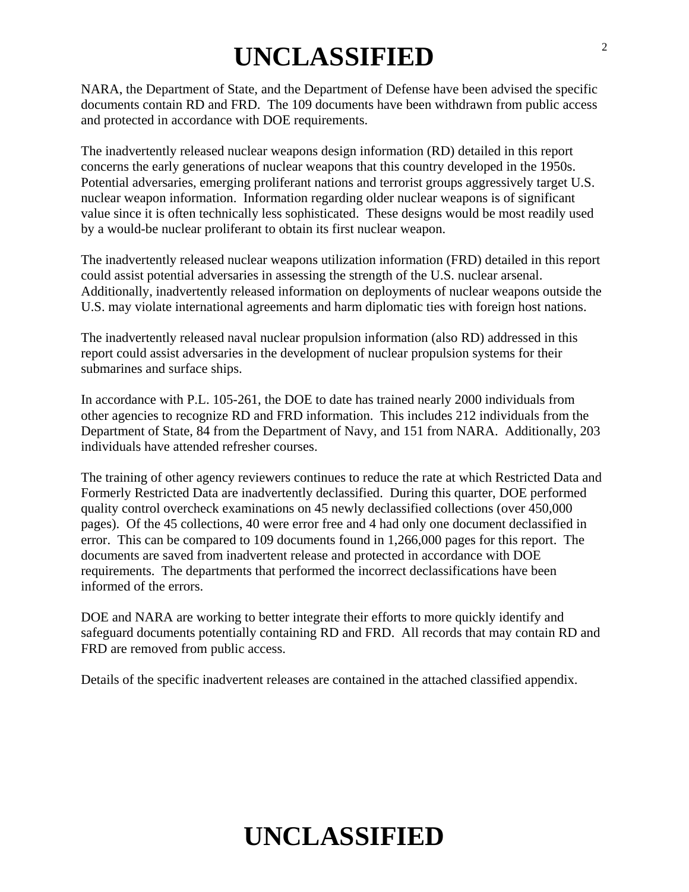NARA, the Department of State, and the Department of Defense have been advised the specific documents contain RD and FRD. The 109 documents have been withdrawn from public access and protected in accordance with DOE requirements.

The inadvertently released nuclear weapons design information (RD) detailed in this report concerns the early generations of nuclear weapons that this country developed in the 1950s. Potential adversaries, emerging proliferant nations and terrorist groups aggressively target U.S. nuclear weapon information. Information regarding older nuclear weapons is of significant value since it is often technically less sophisticated. These designs would be most readily used by a would-be nuclear proliferant to obtain its first nuclear weapon.

The inadvertently released nuclear weapons utilization information (FRD) detailed in this report could assist potential adversaries in assessing the strength of the U.S. nuclear arsenal. Additionally, inadvertently released information on deployments of nuclear weapons outside the U.S. may violate international agreements and harm diplomatic ties with foreign host nations.

The inadvertently released naval nuclear propulsion information (also RD) addressed in this report could assist adversaries in the development of nuclear propulsion systems for their submarines and surface ships.

In accordance with P.L. 105-261, the DOE to date has trained nearly 2000 individuals from other agencies to recognize RD and FRD information. This includes 212 individuals from the Department of State, 84 from the Department of Navy, and 151 from NARA. Additionally, 203 individuals have attended refresher courses.

The training of other agency reviewers continues to reduce the rate at which Restricted Data and Formerly Restricted Data are inadvertently declassified. During this quarter, DOE performed quality control overcheck examinations on 45 newly declassified collections (over 450,000 pages). Of the 45 collections, 40 were error free and 4 had only one document declassified in error. This can be compared to 109 documents found in 1,266,000 pages for this report. The documents are saved from inadvertent release and protected in accordance with DOE requirements. The departments that performed the incorrect declassifications have been informed of the errors.

DOE and NARA are working to better integrate their efforts to more quickly identify and safeguard documents potentially containing RD and FRD. All records that may contain RD and FRD are removed from public access.

Details of the specific inadvertent releases are contained in the attached classified appendix.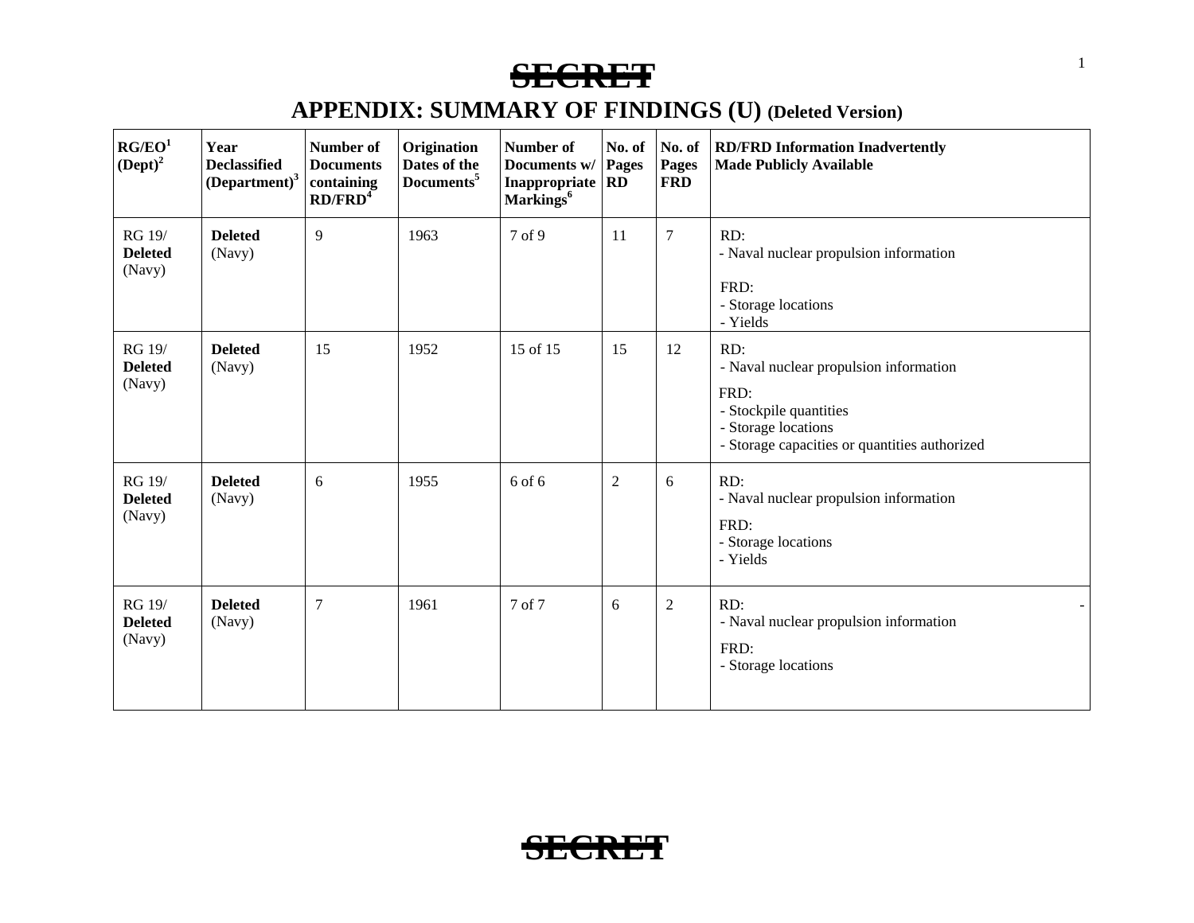~~SECRET~~

# APPENDIX: SUMMARY OF FINDINGS (U) (Deleted Version)

| RG/EO[1] (Dept)[2] | Year Declassified (Department)[3] | Number of Documents containing RD/FRD[4] | Origination Dates of the Documents[5] | Number of Documents w/ Inappropriate Markings[6] | No. of Pages RD | No. of Pages FRD | RD/FRD Information Inadvertently Made Publicly Available |
|---|---|---|---|---|---|---|---|
| RG 19/ **Deleted** (Navy) | **Deleted** (Navy) | 9 | 1963 | 7 of 9 | 11 | 7 | RD:<br>- Naval nuclear propulsion information<br>FRD:<br>- Storage locations<br>- Yields |
| RG 19/ **Deleted** (Navy) | **Deleted** (Navy) | 15 | 1952 | 15 of 15 | 15 | 12 | RD:<br>- Naval nuclear propulsion information<br>FRD:<br>- Stockpile quantities<br>- Storage locations<br>- Storage capacities or quantities authorized |
| RG 19/ **Deleted** (Navy) | **Deleted** (Navy) | 6 | 1955 | 6 of 6 | 2 | 6 | RD:<br>- Naval nuclear propulsion information<br>FRD:<br>- Storage locations<br>- Yields |
| RG 19/ **Deleted** (Navy) | **Deleted** (Navy) | 7 | 1961 | 7 of 7 | 6 | 2 | RD: -<br>- Naval nuclear propulsion information<br>FRD:<br>- Storage locations |

~~SECRET~~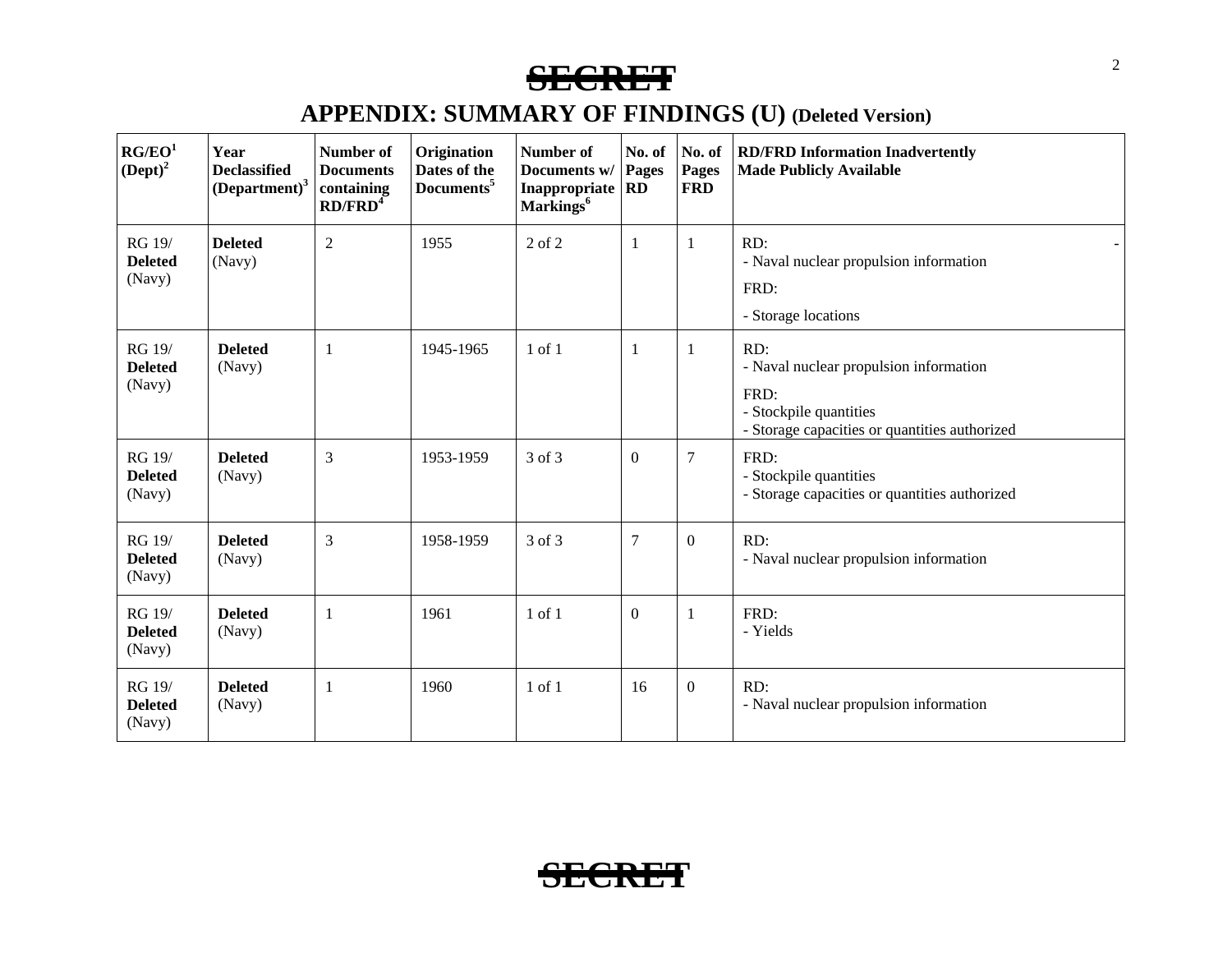~~SECRET~~

# APPENDIX: SUMMARY OF FINDINGS (U) (Deleted Version)

| RG/EO[1] (Dept)[2] | Year Declassified (Department)[3] | Number of Documents containing RD/FRD[4] | Origination Dates of the Documents[5] | Number of Documents w/ Inappropriate Markings[6] | No. of Pages RD | No. of Pages FRD | RD/FRD Information Inadvertently Made Publicly Available |
|---|---|---|---|---|---|---|---|
| RG 19/ **Deleted** (Navy) | **Deleted** (Navy) | 2 | 1955 | 2 of 2 | 1 | 1 | RD: - Naval nuclear propulsion information FRD: - Storage locations |
| RG 19/ **Deleted** (Navy) | **Deleted** (Navy) | 1 | 1945-1965 | 1 of 1 | 1 | 1 | RD: - Naval nuclear propulsion information FRD: - Stockpile quantities - Storage capacities or quantities authorized |
| RG 19/ **Deleted** (Navy) | **Deleted** (Navy) | 3 | 1953-1959 | 3 of 3 | 0 | 7 | FRD: - Stockpile quantities - Storage capacities or quantities authorized |
| RG 19/ **Deleted** (Navy) | **Deleted** (Navy) | 3 | 1958-1959 | 3 of 3 | 7 | 0 | RD: - Naval nuclear propulsion information |
| RG 19/ **Deleted** (Navy) | **Deleted** (Navy) | 1 | 1961 | 1 of 1 | 0 | 1 | FRD: - Yields |
| RG 19/ **Deleted** (Navy) | **Deleted** (Navy) | 1 | 1960 | 1 of 1 | 16 | 0 | RD: - Naval nuclear propulsion information |

~~SECRET~~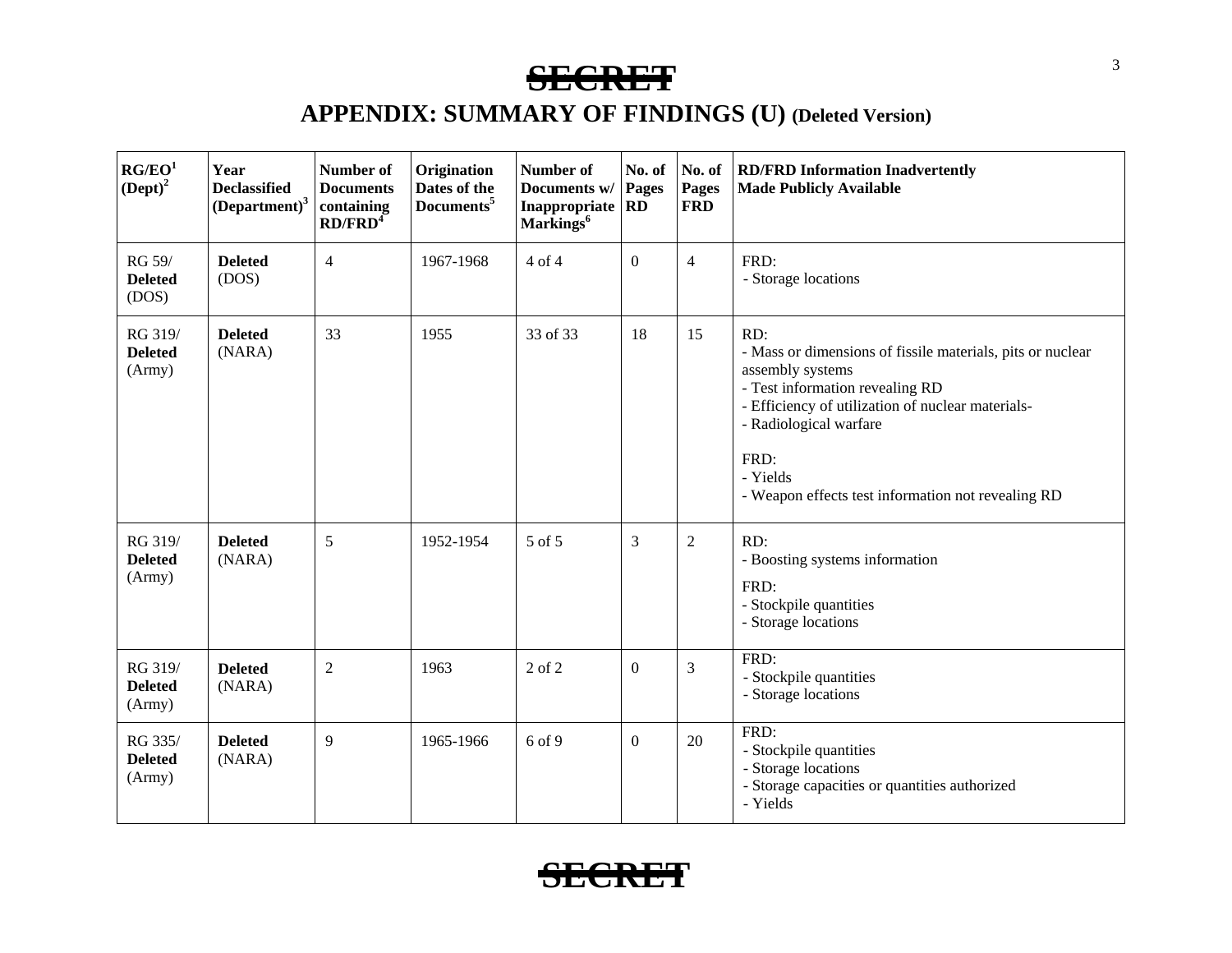~~SECRET~~

## APPENDIX: SUMMARY OF FINDINGS (U) (Deleted Version)

| RG/EO[1] (Dept)[2] | Year Declassified (Department)[3] | Number of Documents containing RD/FRD[4] | Origination Dates of the Documents[5] | Number of Documents w/ Inappropriate Markings[6] | No. of Pages RD | No. of Pages FRD | RD/FRD Information Inadvertently Made Publicly Available |
|---|---|---|---|---|---|---|---|
| RG 59/ **Deleted** (DOS) | **Deleted** (DOS) | 4 | 1967-1968 | 4 of 4 | 0 | 4 | FRD:<br>- Storage locations |
| RG 319/ **Deleted** (Army) | **Deleted** (NARA) | 33 | 1955 | 33 of 33 | 18 | 15 | RD:<br>- Mass or dimensions of fissile materials, pits or nuclear assembly systems<br>- Test information revealing RD<br>- Efficiency of utilization of nuclear materials-<br>- Radiological warfare<br><br>FRD:<br>- Yields<br>- Weapon effects test information not revealing RD |
| RG 319/ **Deleted** (Army) | **Deleted** (NARA) | 5 | 1952-1954 | 5 of 5 | 3 | 2 | RD:<br>- Boosting systems information<br>FRD:<br>- Stockpile quantities<br>- Storage locations |
| RG 319/ **Deleted** (Army) | **Deleted** (NARA) | 2 | 1963 | 2 of 2 | 0 | 3 | FRD:<br>- Stockpile quantities<br>- Storage locations |
| RG 335/ **Deleted** (Army) | **Deleted** (NARA) | 9 | 1965-1966 | 6 of 9 | 0 | 20 | FRD:<br>- Stockpile quantities<br>- Storage locations<br>- Storage capacities or quantities authorized<br>- Yields |

~~SECRET~~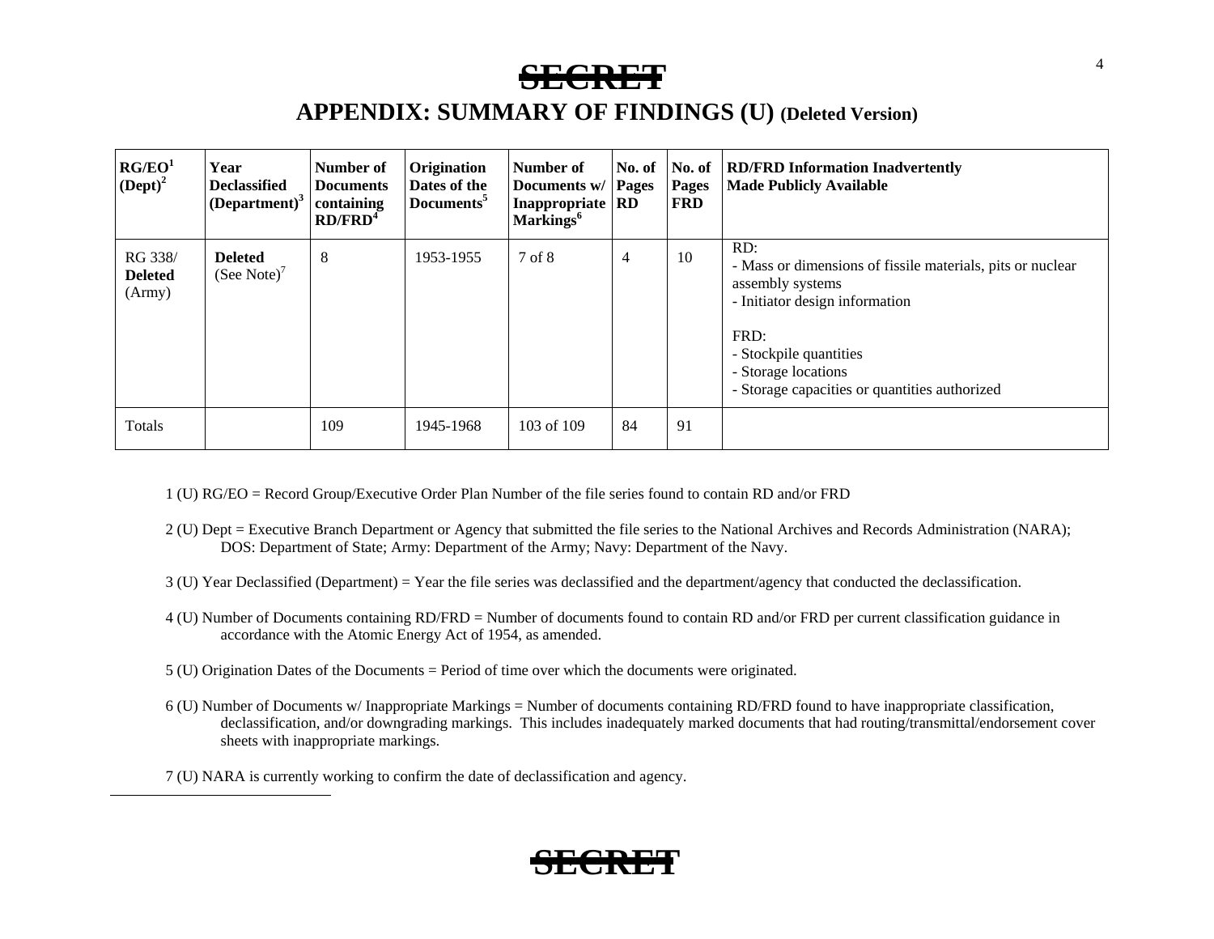~~SECRET~~

# APPENDIX: SUMMARY OF FINDINGS (U) (Deleted Version)

| RG/EO[1] (Dept)[2] | Year Declassified (Department)[3] | Number of Documents containing RD/FRD[4] | Origination Dates of the Documents[5] | Number of Documents w/ Inappropriate Markings[6] | No. of Pages RD | No. of Pages FRD | RD/FRD Information Inadvertently Made Publicly Available |
|---|---|---|---|---|---|---|---|
| RG 338/ **Deleted** (Army) | **Deleted** (See Note)[7] | 8 | 1953-1955 | 7 of 8 | 4 | 10 | RD:<br>- Mass or dimensions of fissile materials, pits or nuclear assembly systems<br>- Initiator design information<br><br>FRD:<br>- Stockpile quantities<br>- Storage locations<br>- Storage capacities or quantities authorized |
| Totals | | 109 | 1945-1968 | 103 of 109 | 84 | 91 | |

1 (U) RG/EO = Record Group/Executive Order Plan Number of the file series found to contain RD and/or FRD

2 (U) Dept = Executive Branch Department or Agency that submitted the file series to the National Archives and Records Administration (NARA); DOS: Department of State; Army: Department of the Army; Navy: Department of the Navy.

3 (U) Year Declassified (Department) = Year the file series was declassified and the department/agency that conducted the declassification.

4 (U) Number of Documents containing RD/FRD = Number of documents found to contain RD and/or FRD per current classification guidance in accordance with the Atomic Energy Act of 1954, as amended.

5 (U) Origination Dates of the Documents = Period of time over which the documents were originated.

6 (U) Number of Documents w/ Inappropriate Markings = Number of documents containing RD/FRD found to have inappropriate classification, declassification, and/or downgrading markings. This includes inadequately marked documents that had routing/transmittal/endorsement cover sheets with inappropriate markings.

7 (U) NARA is currently working to confirm the date of declassification and agency.

~~SECRET~~